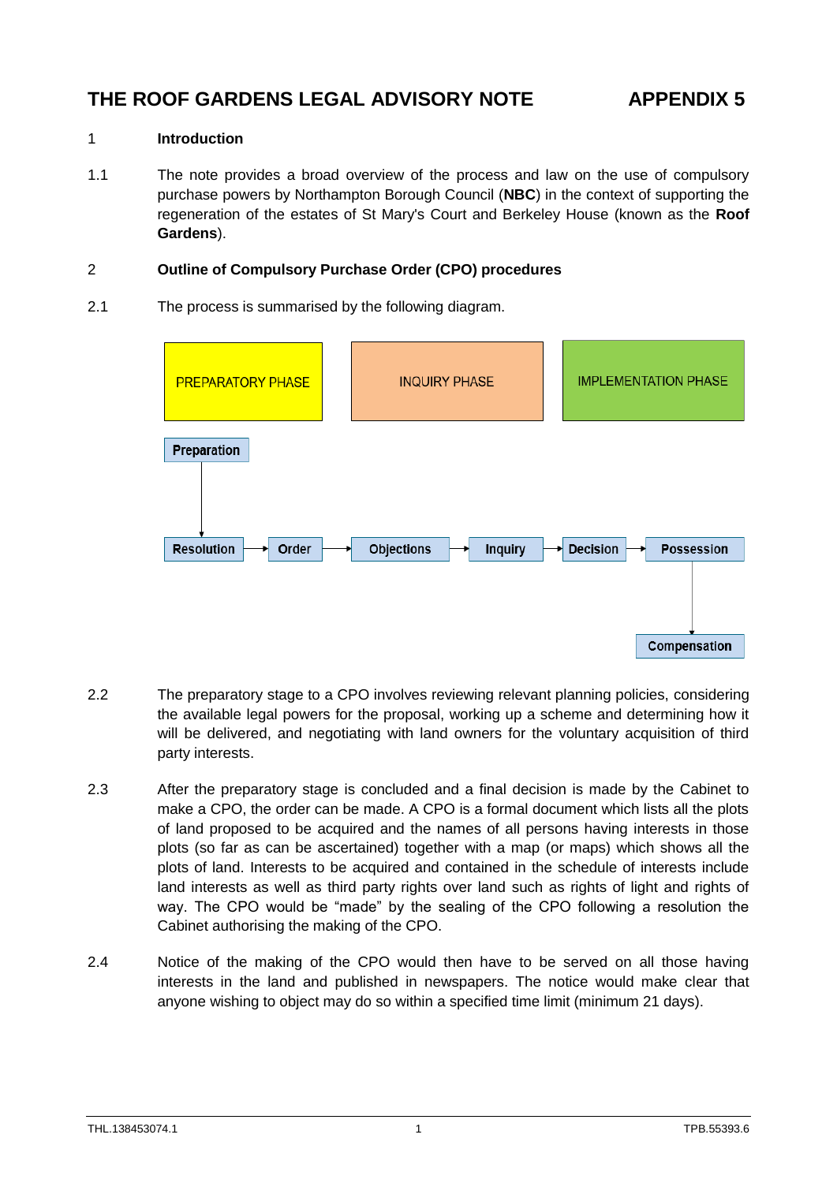# THE ROOF GARDENS LEGAL ADVISORY NOTE — APPENDIX 5

## 1 Introduction

1.1 The note provides a broad overview of the process and law on the use of compulsory purchase powers by Northampton Borough Council (**NBC**) in the context of supporting the regeneration of the estates of St Mary's Court and Berkeley House (known as the **Roof Gardens**).

## 2 Outline of Compulsory Purchase Order (CPO) procedures

2.1 The process is summarised by the following diagram.

| PREPARATORY PHASE | | INQUIRY PHASE | | IMPLEMENTATION PHASE | |
|---|---|---|---|---|---|
| Preparation | | | | | |
| Resolution → | Order → | Objections → | Inquiry → | Decision → | Possession |
| | | | | | Compensation |

2.2 The preparatory stage to a CPO involves reviewing relevant planning policies, considering the available legal powers for the proposal, working up a scheme and determining how it will be delivered, and negotiating with land owners for the voluntary acquisition of third party interests.

2.3 After the preparatory stage is concluded and a final decision is made by the Cabinet to make a CPO, the order can be made. A CPO is a formal document which lists all the plots of land proposed to be acquired and the names of all persons having interests in those plots (so far as can be ascertained) together with a map (or maps) which shows all the plots of land. Interests to be acquired and contained in the schedule of interests include land interests as well as third party rights over land such as rights of light and rights of way. The CPO would be "made" by the sealing of the CPO following a resolution the Cabinet authorising the making of the CPO.

2.4 Notice of the making of the CPO would then have to be served on all those having interests in the land and published in newspapers. The notice would make clear that anyone wishing to object may do so within a specified time limit (minimum 21 days).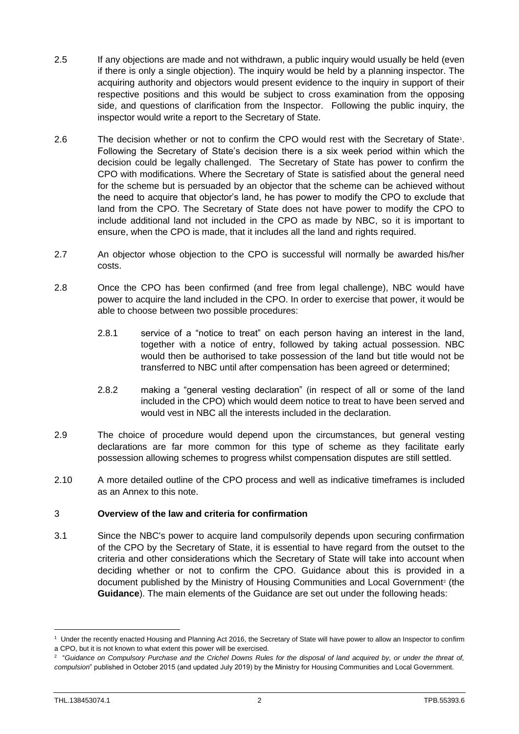2.5 If any objections are made and not withdrawn, a public inquiry would usually be held (even if there is only a single objection). The inquiry would be held by a planning inspector. The acquiring authority and objectors would present evidence to the inquiry in support of their respective positions and this would be subject to cross examination from the opposing side, and questions of clarification from the Inspector. Following the public inquiry, the inspector would write a report to the Secretary of State.

2.6 The decision whether or not to confirm the CPO would rest with the Secretary of State[1]. Following the Secretary of State's decision there is a six week period within which the decision could be legally challenged. The Secretary of State has power to confirm the CPO with modifications. Where the Secretary of State is satisfied about the general need for the scheme but is persuaded by an objector that the scheme can be achieved without the need to acquire that objector's land, he has power to modify the CPO to exclude that land from the CPO. The Secretary of State does not have power to modify the CPO to include additional land not included in the CPO as made by NBC, so it is important to ensure, when the CPO is made, that it includes all the land and rights required.

2.7 An objector whose objection to the CPO is successful will normally be awarded his/her costs.

2.8 Once the CPO has been confirmed (and free from legal challenge), NBC would have power to acquire the land included in the CPO. In order to exercise that power, it would be able to choose between two possible procedures:

2.8.1 service of a "notice to treat" on each person having an interest in the land, together with a notice of entry, followed by taking actual possession. NBC would then be authorised to take possession of the land but title would not be transferred to NBC until after compensation has been agreed or determined;

2.8.2 making a "general vesting declaration" (in respect of all or some of the land included in the CPO) which would deem notice to treat to have been served and would vest in NBC all the interests included in the declaration.

2.9 The choice of procedure would depend upon the circumstances, but general vesting declarations are far more common for this type of scheme as they facilitate early possession allowing schemes to progress whilst compensation disputes are still settled.

2.10 A more detailed outline of the CPO process and well as indicative timeframes is included as an Annex to this note.

## 3 Overview of the law and criteria for confirmation

3.1 Since the NBC's power to acquire land compulsorily depends upon securing confirmation of the CPO by the Secretary of State, it is essential to have regard from the outset to the criteria and other considerations which the Secretary of State will take into account when deciding whether or not to confirm the CPO. Guidance about this is provided in a document published by the Ministry of Housing Communities and Local Government[2] (the **Guidance**). The main elements of the Guidance are set out under the following heads:

---

[1] Under the recently enacted Housing and Planning Act 2016, the Secretary of State will have power to allow an Inspector to confirm a CPO, but it is not known to what extent this power will be exercised.

[2] "*Guidance on Compulsory Purchase and the Crichel Downs Rules for the disposal of land acquired by, or under the threat of, compulsion*" published in October 2015 (and updated July 2019) by the Ministry for Housing Communities and Local Government.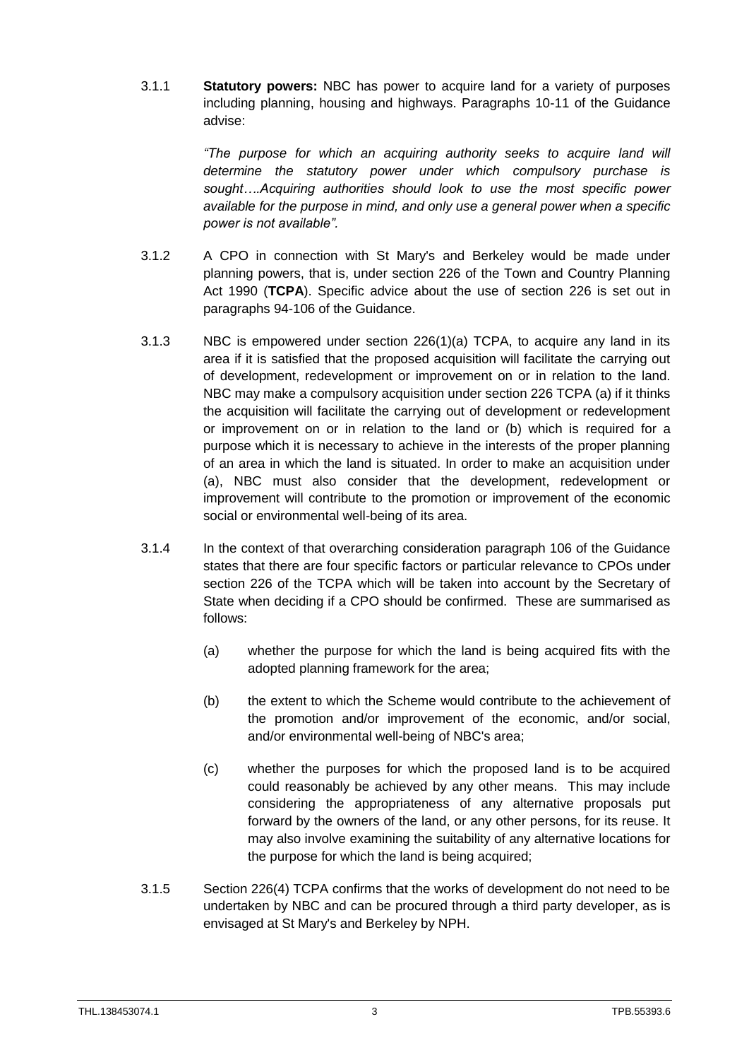3.1.1 **Statutory powers:** NBC has power to acquire land for a variety of purposes including planning, housing and highways. Paragraphs 10-11 of the Guidance advise:

> *"The purpose for which an acquiring authority seeks to acquire land will determine the statutory power under which compulsory purchase is sought….Acquiring authorities should look to use the most specific power available for the purpose in mind, and only use a general power when a specific power is not available".*

3.1.2 A CPO in connection with St Mary's and Berkeley would be made under planning powers, that is, under section 226 of the Town and Country Planning Act 1990 (**TCPA**). Specific advice about the use of section 226 is set out in paragraphs 94-106 of the Guidance.

3.1.3 NBC is empowered under section 226(1)(a) TCPA, to acquire any land in its area if it is satisfied that the proposed acquisition will facilitate the carrying out of development, redevelopment or improvement on or in relation to the land. NBC may make a compulsory acquisition under section 226 TCPA (a) if it thinks the acquisition will facilitate the carrying out of development or redevelopment or improvement on or in relation to the land or (b) which is required for a purpose which it is necessary to achieve in the interests of the proper planning of an area in which the land is situated. In order to make an acquisition under (a), NBC must also consider that the development, redevelopment or improvement will contribute to the promotion or improvement of the economic social or environmental well-being of its area.

3.1.4 In the context of that overarching consideration paragraph 106 of the Guidance states that there are four specific factors or particular relevance to CPOs under section 226 of the TCPA which will be taken into account by the Secretary of State when deciding if a CPO should be confirmed. These are summarised as follows:

(a) whether the purpose for which the land is being acquired fits with the adopted planning framework for the area;

(b) the extent to which the Scheme would contribute to the achievement of the promotion and/or improvement of the economic, and/or social, and/or environmental well-being of NBC's area;

(c) whether the purposes for which the proposed land is to be acquired could reasonably be achieved by any other means. This may include considering the appropriateness of any alternative proposals put forward by the owners of the land, or any other persons, for its reuse. It may also involve examining the suitability of any alternative locations for the purpose for which the land is being acquired;

3.1.5 Section 226(4) TCPA confirms that the works of development do not need to be undertaken by NBC and can be procured through a third party developer, as is envisaged at St Mary's and Berkeley by NPH.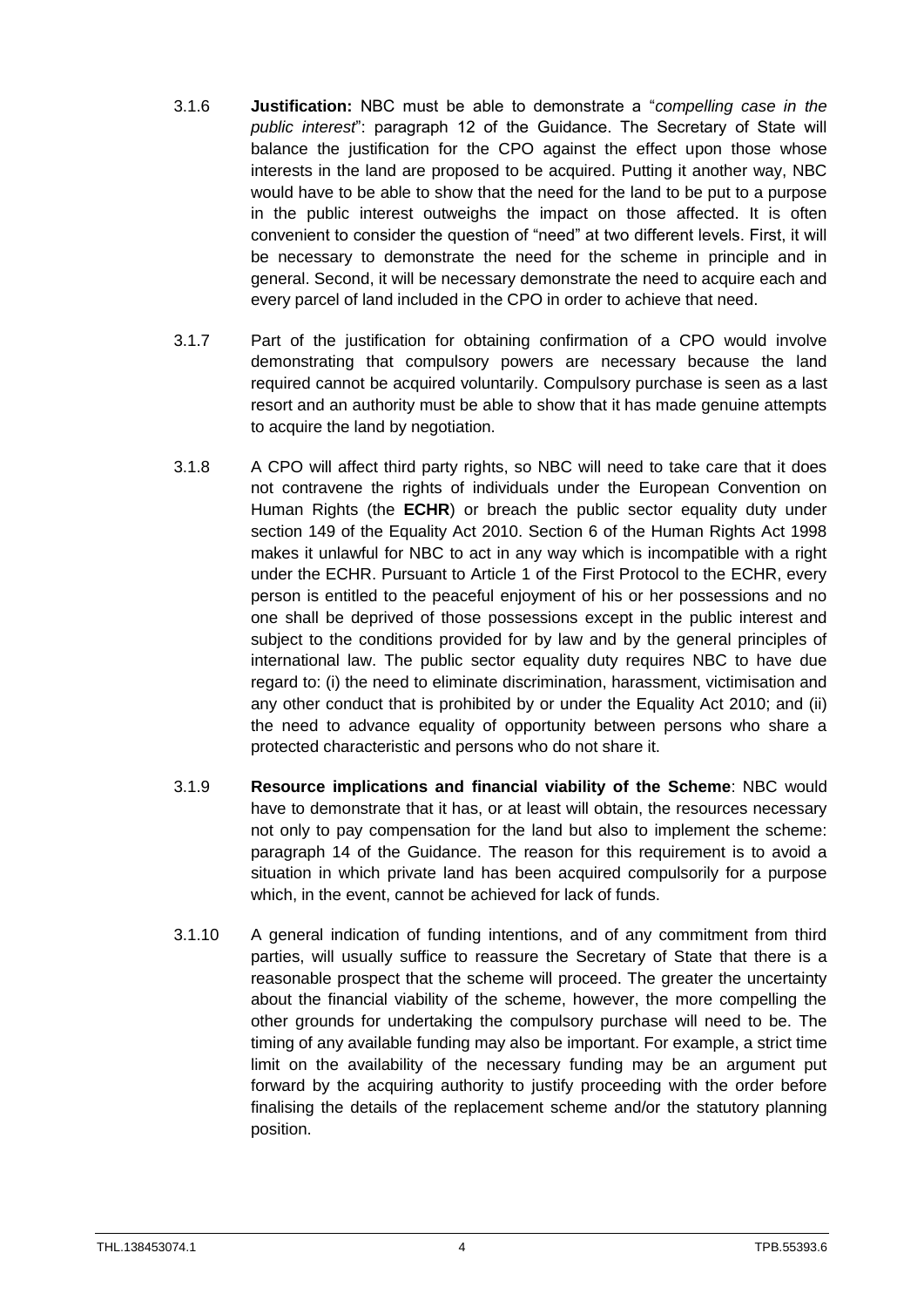3.1.6 **Justification:** NBC must be able to demonstrate a "*compelling case in the public interest*": paragraph 12 of the Guidance. The Secretary of State will balance the justification for the CPO against the effect upon those whose interests in the land are proposed to be acquired. Putting it another way, NBC would have to be able to show that the need for the land to be put to a purpose in the public interest outweighs the impact on those affected. It is often convenient to consider the question of "need" at two different levels. First, it will be necessary to demonstrate the need for the scheme in principle and in general. Second, it will be necessary demonstrate the need to acquire each and every parcel of land included in the CPO in order to achieve that need.

3.1.7 Part of the justification for obtaining confirmation of a CPO would involve demonstrating that compulsory powers are necessary because the land required cannot be acquired voluntarily. Compulsory purchase is seen as a last resort and an authority must be able to show that it has made genuine attempts to acquire the land by negotiation.

3.1.8 A CPO will affect third party rights, so NBC will need to take care that it does not contravene the rights of individuals under the European Convention on Human Rights (the **ECHR**) or breach the public sector equality duty under section 149 of the Equality Act 2010. Section 6 of the Human Rights Act 1998 makes it unlawful for NBC to act in any way which is incompatible with a right under the ECHR. Pursuant to Article 1 of the First Protocol to the ECHR, every person is entitled to the peaceful enjoyment of his or her possessions and no one shall be deprived of those possessions except in the public interest and subject to the conditions provided for by law and by the general principles of international law. The public sector equality duty requires NBC to have due regard to: (i) the need to eliminate discrimination, harassment, victimisation and any other conduct that is prohibited by or under the Equality Act 2010; and (ii) the need to advance equality of opportunity between persons who share a protected characteristic and persons who do not share it.

3.1.9 **Resource implications and financial viability of the Scheme**: NBC would have to demonstrate that it has, or at least will obtain, the resources necessary not only to pay compensation for the land but also to implement the scheme: paragraph 14 of the Guidance. The reason for this requirement is to avoid a situation in which private land has been acquired compulsorily for a purpose which, in the event, cannot be achieved for lack of funds.

3.1.10 A general indication of funding intentions, and of any commitment from third parties, will usually suffice to reassure the Secretary of State that there is a reasonable prospect that the scheme will proceed. The greater the uncertainty about the financial viability of the scheme, however, the more compelling the other grounds for undertaking the compulsory purchase will need to be. The timing of any available funding may also be important. For example, a strict time limit on the availability of the necessary funding may be an argument put forward by the acquiring authority to justify proceeding with the order before finalising the details of the replacement scheme and/or the statutory planning position.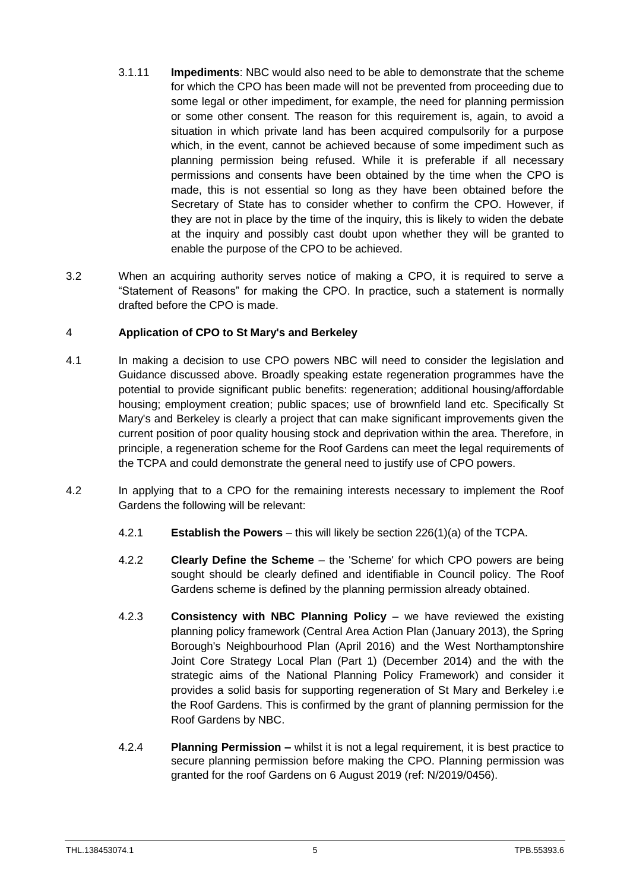3.1.11 **Impediments**: NBC would also need to be able to demonstrate that the scheme for which the CPO has been made will not be prevented from proceeding due to some legal or other impediment, for example, the need for planning permission or some other consent. The reason for this requirement is, again, to avoid a situation in which private land has been acquired compulsorily for a purpose which, in the event, cannot be achieved because of some impediment such as planning permission being refused. While it is preferable if all necessary permissions and consents have been obtained by the time when the CPO is made, this is not essential so long as they have been obtained before the Secretary of State has to consider whether to confirm the CPO. However, if they are not in place by the time of the inquiry, this is likely to widen the debate at the inquiry and possibly cast doubt upon whether they will be granted to enable the purpose of the CPO to be achieved.

3.2 When an acquiring authority serves notice of making a CPO, it is required to serve a "Statement of Reasons" for making the CPO. In practice, such a statement is normally drafted before the CPO is made.

## 4 **Application of CPO to St Mary's and Berkeley**

4.1 In making a decision to use CPO powers NBC will need to consider the legislation and Guidance discussed above. Broadly speaking estate regeneration programmes have the potential to provide significant public benefits: regeneration; additional housing/affordable housing; employment creation; public spaces; use of brownfield land etc. Specifically St Mary's and Berkeley is clearly a project that can make significant improvements given the current position of poor quality housing stock and deprivation within the area. Therefore, in principle, a regeneration scheme for the Roof Gardens can meet the legal requirements of the TCPA and could demonstrate the general need to justify use of CPO powers.

4.2 In applying that to a CPO for the remaining interests necessary to implement the Roof Gardens the following will be relevant:

4.2.1 **Establish the Powers** – this will likely be section 226(1)(a) of the TCPA.

4.2.2 **Clearly Define the Scheme** – the 'Scheme' for which CPO powers are being sought should be clearly defined and identifiable in Council policy. The Roof Gardens scheme is defined by the planning permission already obtained.

4.2.3 **Consistency with NBC Planning Policy** – we have reviewed the existing planning policy framework (Central Area Action Plan (January 2013), the Spring Borough's Neighbourhood Plan (April 2016) and the West Northamptonshire Joint Core Strategy Local Plan (Part 1) (December 2014) and the with the strategic aims of the National Planning Policy Framework) and consider it provides a solid basis for supporting regeneration of St Mary and Berkeley i.e the Roof Gardens. This is confirmed by the grant of planning permission for the Roof Gardens by NBC.

4.2.4 **Planning Permission –** whilst it is not a legal requirement, it is best practice to secure planning permission before making the CPO. Planning permission was granted for the roof Gardens on 6 August 2019 (ref: N/2019/0456).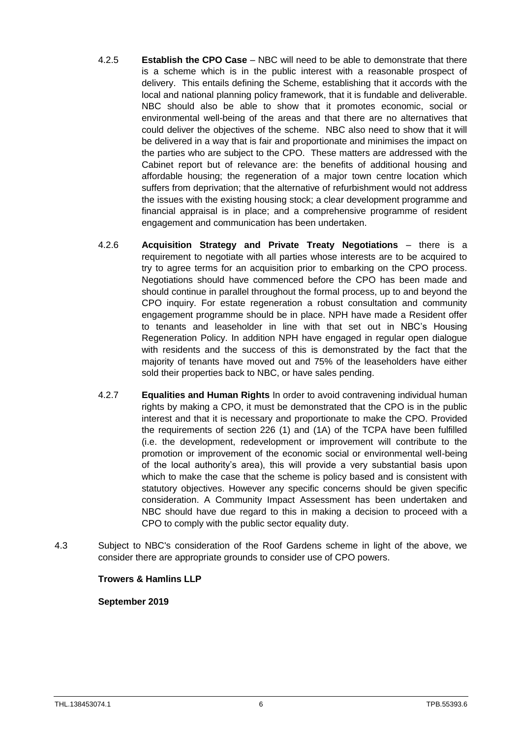4.2.5 **Establish the CPO Case** – NBC will need to be able to demonstrate that there is a scheme which is in the public interest with a reasonable prospect of delivery. This entails defining the Scheme, establishing that it accords with the local and national planning policy framework, that it is fundable and deliverable. NBC should also be able to show that it promotes economic, social or environmental well-being of the areas and that there are no alternatives that could deliver the objectives of the scheme. NBC also need to show that it will be delivered in a way that is fair and proportionate and minimises the impact on the parties who are subject to the CPO. These matters are addressed with the Cabinet report but of relevance are: the benefits of additional housing and affordable housing; the regeneration of a major town centre location which suffers from deprivation; that the alternative of refurbishment would not address the issues with the existing housing stock; a clear development programme and financial appraisal is in place; and a comprehensive programme of resident engagement and communication has been undertaken.

4.2.6 **Acquisition Strategy and Private Treaty Negotiations** – there is a requirement to negotiate with all parties whose interests are to be acquired to try to agree terms for an acquisition prior to embarking on the CPO process. Negotiations should have commenced before the CPO has been made and should continue in parallel throughout the formal process, up to and beyond the CPO inquiry. For estate regeneration a robust consultation and community engagement programme should be in place. NPH have made a Resident offer to tenants and leaseholder in line with that set out in NBC's Housing Regeneration Policy. In addition NPH have engaged in regular open dialogue with residents and the success of this is demonstrated by the fact that the majority of tenants have moved out and 75% of the leaseholders have either sold their properties back to NBC, or have sales pending.

4.2.7 **Equalities and Human Rights** In order to avoid contravening individual human rights by making a CPO, it must be demonstrated that the CPO is in the public interest and that it is necessary and proportionate to make the CPO. Provided the requirements of section 226 (1) and (1A) of the TCPA have been fulfilled (i.e. the development, redevelopment or improvement will contribute to the promotion or improvement of the economic social or environmental well-being of the local authority's area), this will provide a very substantial basis upon which to make the case that the scheme is policy based and is consistent with statutory objectives. However any specific concerns should be given specific consideration. A Community Impact Assessment has been undertaken and NBC should have due regard to this in making a decision to proceed with a CPO to comply with the public sector equality duty.

4.3 Subject to NBC's consideration of the Roof Gardens scheme in light of the above, we consider there are appropriate grounds to consider use of CPO powers.

**Trowers & Hamlins LLP**

**September 2019**